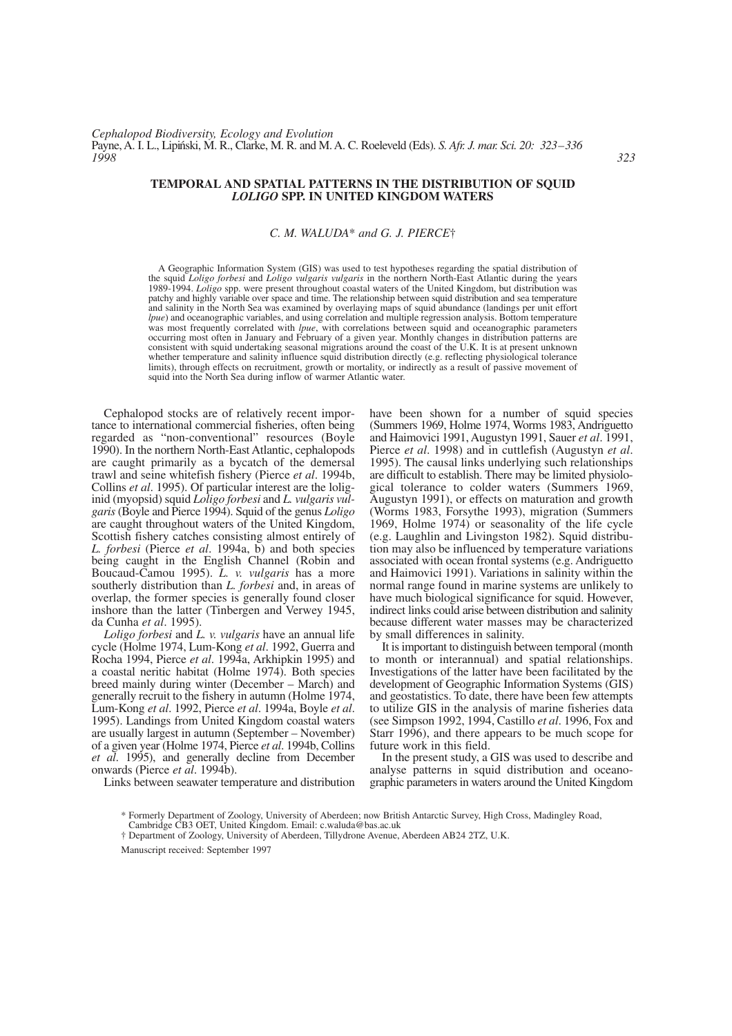# TEMPORAL AND SPATIAL PATTERNS IN THE DISTRIBUTION OF SQUID *LOLIGO* SPP. IN UNITED KINGDOM WATERS

*C. M. WALUDA\* and G. J. PIERCE†*

A Geographic Information System (GIS) was used to test hypotheses regarding the spatial distribution of the squid *Loligo forbesi* and *Loligo vulgaris vulgaris* in the northern North-East Atlantic during the years 1989-1994. *Loligo* spp. were present throughout coastal waters of the United Kingdom, but distribution was patchy and highly variable over space and time. The relationship between squid distribution and sea temperature and salinity in the North Sea was examined by overlaying maps of squid abundance (landings per unit effort *lpue*) and oceanographic variables, and using correlation and multiple regression analysis. Bottom temperature was most frequently correlated with *lpue*, with correlations between squid and oceanographic parameters occurring most often in January and February of a given year. Monthly changes in distribution patterns are consistent with squid undertaking seasonal migrations around the coast of the U.K. It is at present unknown whether temperature and salinity influence squid distribution directly (e.g. reflecting physiological tolerance limits), through effects on recruitment, growth or mortality, or indirectly as a result of passive movement of squid into the North Sea during inflow of warmer Atlantic water.

Cephalopod stocks are of relatively recent importance to international commercial fisheries, often being regarded as "non-conventional" resources (Boyle 1990). In the northern North-East Atlantic, cephalopods are caught primarily as a bycatch of the demersal trawl and seine whitefish fishery (Pierce *et al*. 1994b, Collins *et al*. 1995). Of particular interest are the loliginid (myopsid) squid *Loligo forbesi* and *L. vulgaris vulgaris* (Boyle and Pierce 1994). Squid of the genus *Loligo* are caught throughout waters of the United Kingdom, Scottish fishery catches consisting almost entirely of *L. forbesi* (Pierce *et al*. 1994a, b) and both species being caught in the English Channel (Robin and Boucaud-Camou 1995). *L. v. vulgaris* has a more southerly distribution than *L. forbesi* and, in areas of overlap, the former species is generally found closer inshore than the latter (Tinbergen and Verwey 1945, da Cunha *et al*. 1995).

*Loligo forbesi* and *L. v. vulgaris* have an annual life cycle (Holme 1974, Lum-Kong *et al*. 1992, Guerra and Rocha 1994, Pierce *et al*. 1994a, Arkhipkin 1995) and a coastal neritic habitat (Holme 1974). Both species breed mainly during winter (December – March) and generally recruit to the fishery in autumn (Holme 1974, Lum-Kong *et al*. 1992, Pierce *et al*. 1994a, Boyle *et al*. 1995). Landings from United Kingdom coastal waters are usually largest in autumn (September – November) of a given year (Holme 1974, Pierce *et al*. 1994b, Collins *et al*. 1995), and generally decline from December onwards (Pierce *et al*. 1994b).

Links between seawater temperature and distribution have been shown for a number of squid species (Summers 1969, Holme 1974, Worms 1983, Andriguetto and Haimovici 1991, Augustyn 1991, Sauer *et al*. 1991, Pierce *et al.* 1998) and in cuttlefish (Augustyn *et al*. 1995). The causal links underlying such relationships are difficult to establish. There may be limited physiological tolerance to colder waters (Summers 1969, Augustyn 1991), or effects on maturation and growth (Worms 1983, Forsythe 1993), migration (Summers 1969, Holme 1974) or seasonality of the life cycle (e.g. Laughlin and Livingston 1982). Squid distribution may also be influenced by temperature variations associated with ocean frontal systems (e.g. Andriguetto and Haimovici 1991). Variations in salinity within the normal range found in marine systems are unlikely to have much biological significance for squid. However, indirect links could arise between distribution and salinity because different water masses may be characterized by small differences in salinity.

It is important to distinguish between temporal (month to month or interannual) and spatial relationships. Investigations of the latter have been facilitated by the development of Geographic Information Systems (GIS) and geostatistics. To date, there have been few attempts to utilize GIS in the analysis of marine fisheries data (see Simpson 1992, 1994, Castillo *et al*. 1996, Fox and Starr 1996), and there appears to be much scope for future work in this field.

In the present study, a GIS was used to describe and analyse patterns in squid distribution and oceanographic parameters in waters around the United Kingdom

\* Formerly Department of Zoology, University of Aberdeen; now British Antarctic Survey, High Cross, Madingley Road, Cambridge CB3 OET, United Kingdom. Email: c.waluda@bas.ac.uk

† Department of Zoology, University of Aberdeen, Tillydrone Avenue, Aberdeen AB24 2TZ, U.K.

Manuscript received: September 1997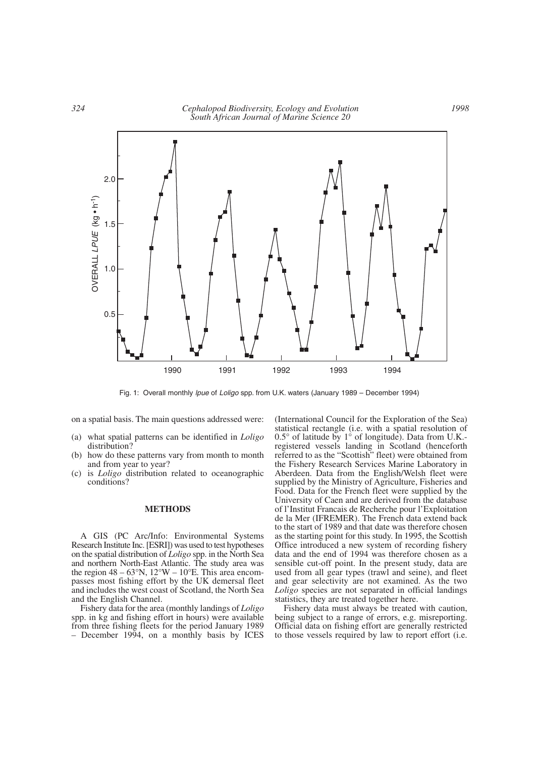Fig. 1: Overall monthly *lpue* of *Loligo* spp. from U.K. waters (January 1989 – December 1994)

on a spatial basis. The main questions addressed were:

(a) what spatial patterns can be identified in *Loligo* distribution?
(b) how do these patterns vary from month to month and from year to year?
(c) is *Loligo* distribution related to oceanographic conditions?

## METHODS

A GIS (PC Arc/Info: Environmental Systems Research Institute Inc. [ESRI]) was used to test hypotheses on the spatial distribution of *Loligo* spp. in the North Sea and northern North-East Atlantic. The study area was the region 48 – 63°N, 12°W – 10°E. This area encompasses most fishing effort by the UK demersal fleet and includes the west coast of Scotland, the North Sea and the English Channel.

Fishery data for the area (monthly landings of *Loligo* spp. in kg and fishing effort in hours) were available from three fishing fleets for the period January 1989 – December 1994, on a monthly basis by ICES (International Council for the Exploration of the Sea) statistical rectangle (i.e. with a spatial resolution of 0.5° of latitude by 1° of longitude). Data from U.K.-registered vessels landing in Scotland (henceforth referred to as the "Scottish" fleet) were obtained from the Fishery Research Services Marine Laboratory in Aberdeen. Data from the English/Welsh fleet were supplied by the Ministry of Agriculture, Fisheries and Food. Data for the French fleet were supplied by the University of Caen and are derived from the database of l'Institut Francais de Recherche pour l'Exploitation de la Mer (IFREMER). The French data extend back to the start of 1989 and that date was therefore chosen as the starting point for this study. In 1995, the Scottish Office introduced a new system of recording fishery data and the end of 1994 was therefore chosen as a sensible cut-off point. In the present study, data are used from all gear types (trawl and seine), and fleet and gear selectivity are not examined. As the two *Loligo* species are not separated in official landings statistics, they are treated together here.

Fishery data must always be treated with caution, being subject to a range of errors, e.g. misreporting. Official data on fishing effort are generally restricted to those vessels required by law to report effort (i.e.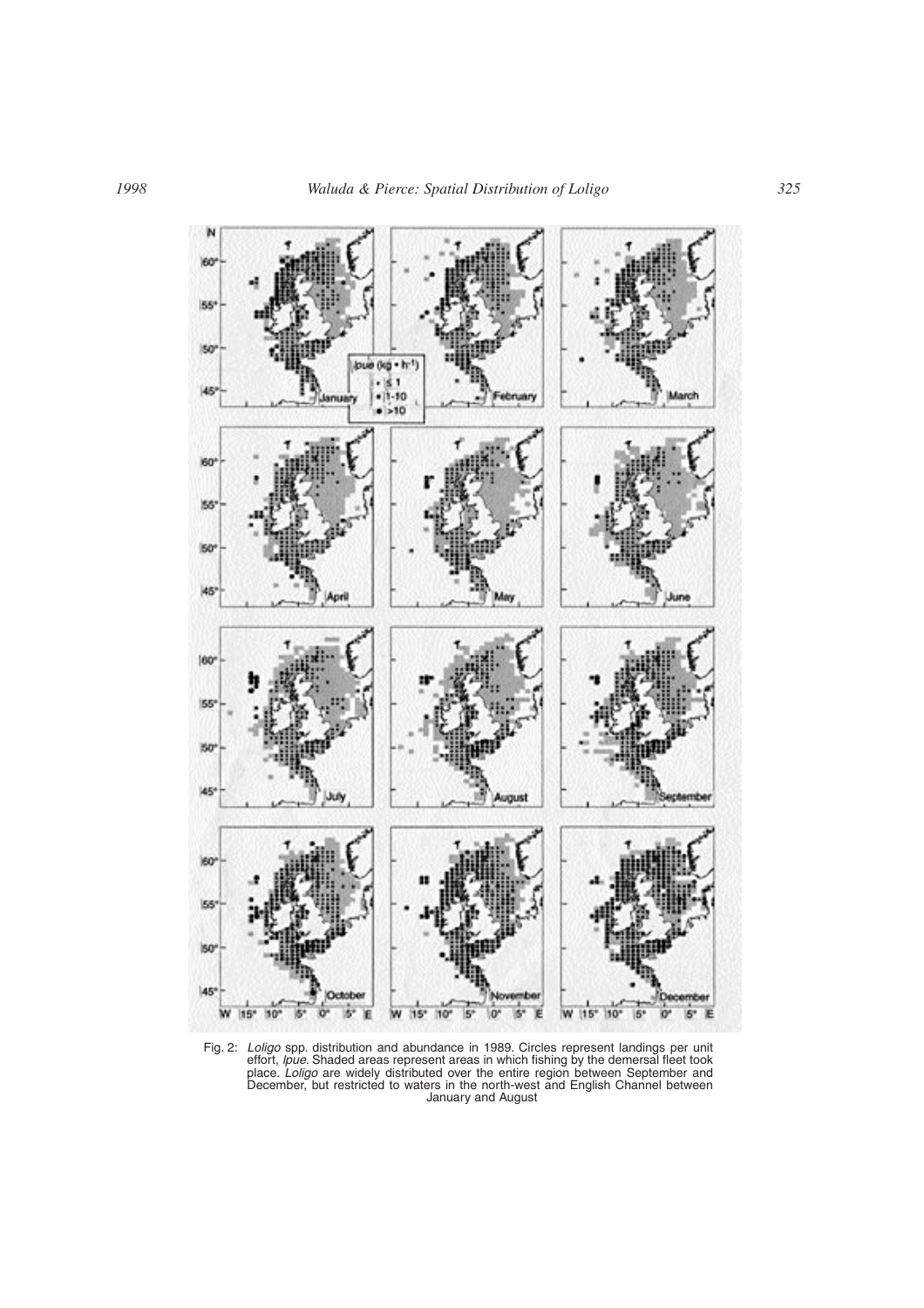Fig. 2: *Loligo* spp. distribution and abundance in 1989. Circles represent landings per unit effort, *lpue*. Shaded areas represent areas in which fishing by the demersal fleet took place. *Loligo* are widely distributed over the entire region between September and December, but restricted to waters in the north-west and English Channel between January and August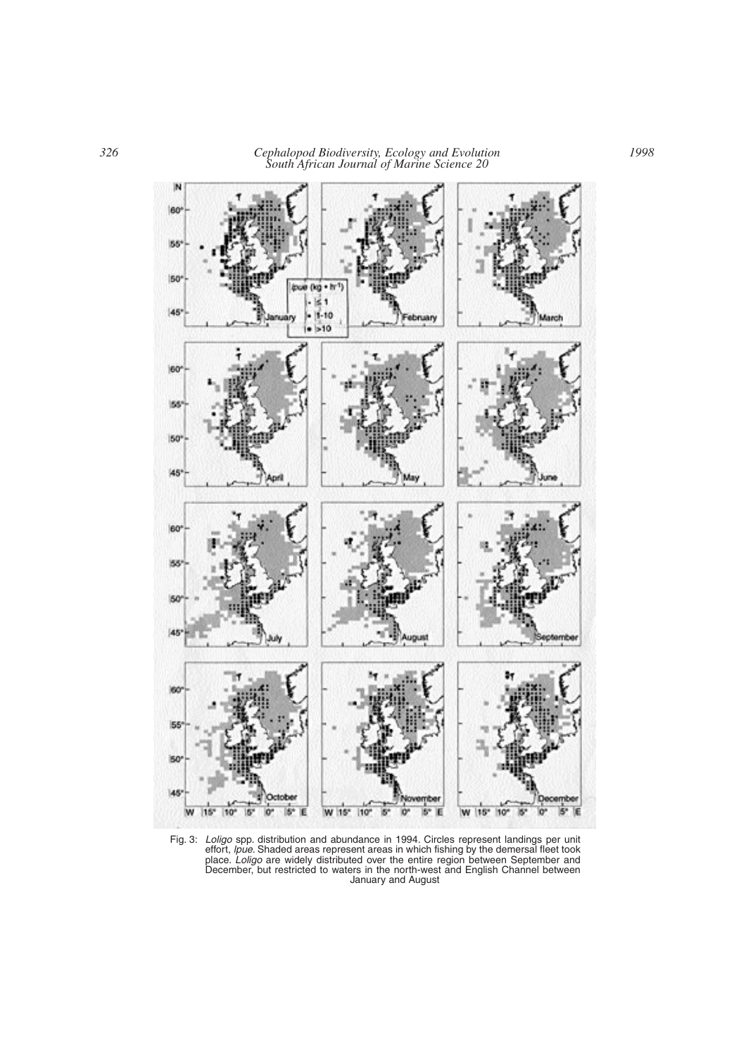Fig. 3: *Loligo* spp. distribution and abundance in 1994. Circles represent landings per unit effort, *lpue*. Shaded areas represent areas in which fishing by the demersal fleet took place. *Loligo* are widely distributed over the entire region between September and December, but restricted to waters in the north-west and English Channel between January and August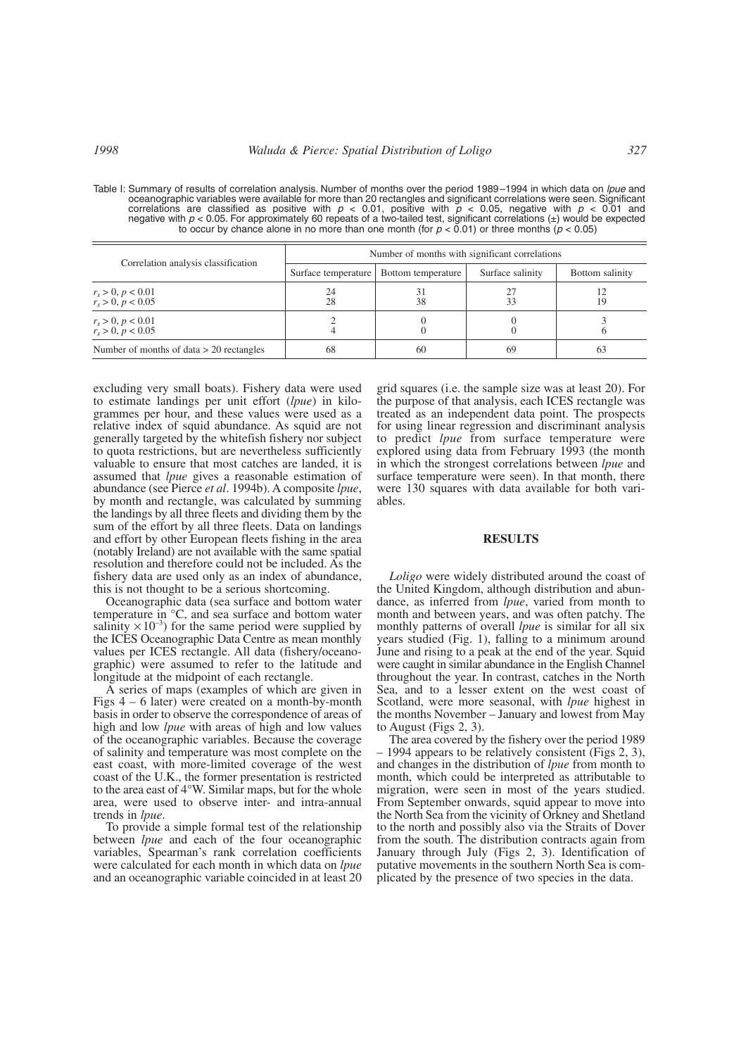Table I: Summary of results of correlation analysis. Number of months over the period 1989 – 1994 in which data on *lpue* and oceanographic variables were available for more than 20 rectangles and significant correlations were seen. Significant correlations are classified as positive with $p < 0.01$, positive with $p < 0.05$, negative with $p < 0.01$ and negative with $p < 0.05$. For approximately 60 repeats of a two-tailed test, significant correlations (±) would be expected to occur by chance alone in no more than one month (for $p < 0.01$) or three months ($p < 0.05$)

| Correlation analysis classification | Number of months with significant correlations | | | |
|---|---|---|---|---|
| | Surface temperature | Bottom temperature | Surface salinity | Bottom salinity |
| $r_s > 0, p < 0.01$<br>$r_s > 0, p < 0.05$ | 24<br>28 | 31<br>38 | 27<br>33 | 12<br>19 |
| $r_s > 0, p < 0.01$<br>$r_s > 0, p < 0.05$ | 2<br>4 | 0<br>0 | 0<br>0 | 3<br>6 |
| Number of months of data > 20 rectangles | 68 | 60 | 69 | 63 |

excluding very small boats). Fishery data were used to estimate landings per unit effort (*lpue*) in kilogrammes per hour, and these values were used as a relative index of squid abundance. As squid are not generally targeted by the whitefish fishery nor subject to quota restrictions, but are nevertheless sufficiently valuable to ensure that most catches are landed, it is assumed that *lpue* gives a reasonable estimation of abundance (see Pierce *et al*. 1994b). A composite *lpue*, by month and rectangle, was calculated by summing the landings by all three fleets and dividing them by the sum of the effort by all three fleets. Data on landings and effort by other European fleets fishing in the area (notably Ireland) are not available with the same spatial resolution and therefore could not be included. As the fishery data are used only as an index of abundance, this is not thought to be a serious shortcoming.

Oceanographic data (sea surface and bottom water temperature in °C, and sea surface and bottom water salinity $\times 10^{-3}$) for the same period were supplied by the ICES Oceanographic Data Centre as mean monthly values per ICES rectangle. All data (fishery/oceanographic) were assumed to refer to the latitude and longitude at the midpoint of each rectangle.

A series of maps (examples of which are given in Figs 4 – 6 later) were created on a month-by-month basis in order to observe the correspondence of areas of high and low *lpue* with areas of high and low values of the oceanographic variables. Because the coverage of salinity and temperature was most complete on the east coast, with more-limited coverage of the west coast of the U.K., the former presentation is restricted to the area east of 4°W. Similar maps, but for the whole area, were used to observe inter- and intra-annual trends in *lpue*.

To provide a simple formal test of the relationship between *lpue* and each of the four oceanographic variables, Spearman's rank correlation coefficients were calculated for each month in which data on *lpue* and an oceanographic variable coincided in at least 20 grid squares (i.e. the sample size was at least 20). For the purpose of that analysis, each ICES rectangle was treated as an independent data point. The prospects for using linear regression and discriminant analysis to predict *lpue* from surface temperature were explored using data from February 1993 (the month in which the strongest correlations between *lpue* and surface temperature were seen). In that month, there were 130 squares with data available for both variables.

## RESULTS

*Loligo* were widely distributed around the coast of the United Kingdom, although distribution and abundance, as inferred from *lpue*, varied from month to month and between years, and was often patchy. The monthly patterns of overall *lpue* is similar for all six years studied (Fig. 1), falling to a minimum around June and rising to a peak at the end of the year. Squid were caught in similar abundance in the English Channel throughout the year. In contrast, catches in the North Sea, and to a lesser extent on the west coast of Scotland, were more seasonal, with *lpue* highest in the months November – January and lowest from May to August (Figs 2, 3).

The area covered by the fishery over the period 1989 – 1994 appears to be relatively consistent (Figs 2, 3), and changes in the distribution of *lpue* from month to month, which could be interpreted as attributable to migration, were seen in most of the years studied. From September onwards, squid appear to move into the North Sea from the vicinity of Orkney and Shetland to the north and possibly also via the Straits of Dover from the south. The distribution contracts again from January through July (Figs 2, 3). Identification of putative movements in the southern North Sea is complicated by the presence of two species in the data.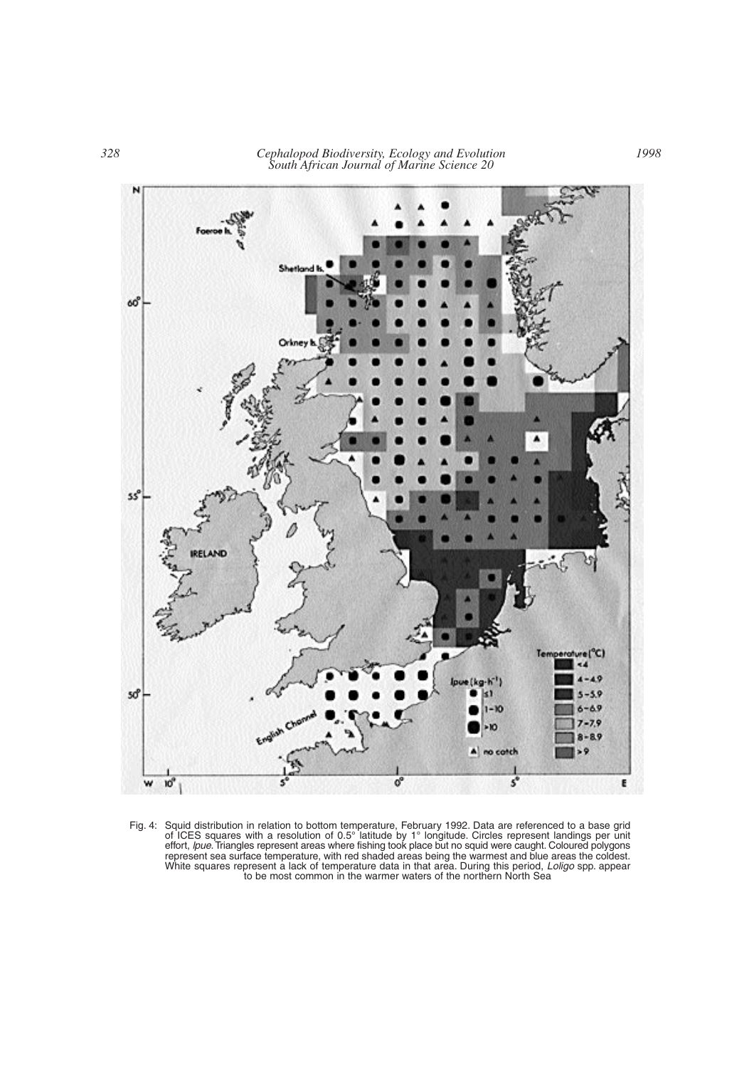Fig. 4: Squid distribution in relation to bottom temperature, February 1992. Data are referenced to a base grid of ICES squares with a resolution of 0.5° latitude by 1° longitude. Circles represent landings per unit effort, *lpue*. Triangles represent areas where fishing took place but no squid were caught. Coloured polygons represent sea surface temperature, with red shaded areas being the warmest and blue areas the coldest. White squares represent a lack of temperature data in that area. During this period, *Loligo* spp. appear to be most common in the warmer waters of the northern North Sea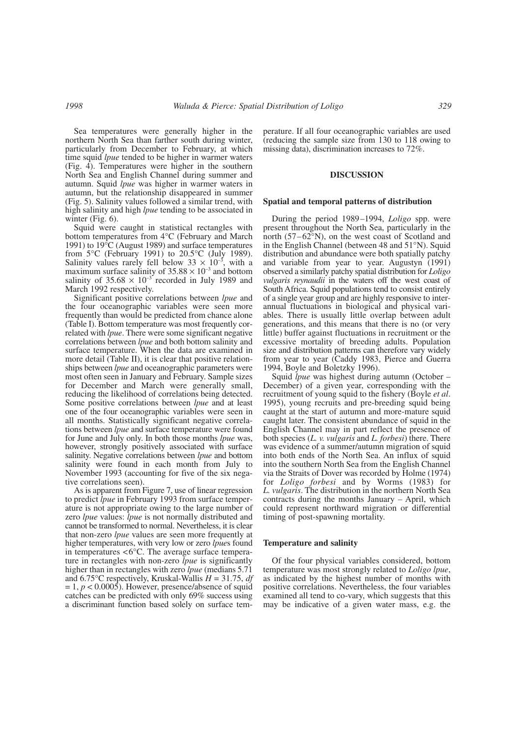Sea temperatures were generally higher in the northern North Sea than farther south during winter, particularly from December to February, at which time squid *lpue* tended to be higher in warmer waters (Fig. 4). Temperatures were higher in the southern North Sea and English Channel during summer and autumn. Squid *lpue* was higher in warmer waters in autumn, but the relationship disappeared in summer (Fig. 5). Salinity values followed a similar trend, with high salinity and high *lpue* tending to be associated in winter (Fig. 6).

Squid were caught in statistical rectangles with bottom temperatures from 4°C (February and March 1991) to 19°C (August 1989) and surface temperatures from 5°C (February 1991) to 20.5°C (July 1989). Salinity values rarely fell below $33 \times 10^{-3}$, with a maximum surface salinity of $35.88 \times 10^{-3}$ and bottom salinity of $35.68 \times 10^{-3}$ recorded in July 1989 and March 1992 respectively.

Significant positive correlations between *lpue* and the four oceanographic variables were seen more frequently than would be predicted from chance alone (Table I). Bottom temperature was most frequently correlated with *lpue*. There were some significant negative correlations between *lpue* and both bottom salinity and surface temperature. When the data are examined in more detail (Table II), it is clear that positive relationships between *lpue* and oceanographic parameters were most often seen in January and February. Sample sizes for December and March were generally small, reducing the likelihood of correlations being detected. Some positive correlations between *lpue* and at least one of the four oceanographic variables were seen in all months. Statistically significant negative correlations between *lpue* and surface temperature were found for June and July only. In both those months *lpue* was, however, strongly positively associated with surface salinity. Negative correlations between *lpue* and bottom salinity were found in each month from July to November 1993 (accounting for five of the six negative correlations seen).

As is apparent from Figure 7, use of linear regression to predict *lpue* in February 1993 from surface temperature is not appropriate owing to the large number of zero *lpue* values: *lpue* is not normally distributed and cannot be transformed to normal. Nevertheless, it is clear that non-zero *lpue* values are seen more frequently at higher temperatures, with very low or zero *lpue*s found in temperatures <6°C. The average surface temperature in rectangles with non-zero *lpue* is significantly higher than in rectangles with zero *lpue* (medians 5.71 and 6.75°C respectively, Kruskal-Wallis $H = 31.75$, $df = 1$, $p < 0.0005$). However, presence/absence of squid catches can be predicted with only 69% success using a discriminant function based solely on surface temperature. If all four oceanographic variables are used (reducing the sample size from 130 to 118 owing to missing data), discrimination increases to 72%.

## DISCUSSION

### Spatial and temporal patterns of distribution

During the period 1989–1994, *Loligo* spp. were present throughout the North Sea, particularly in the north (57–62°N), on the west coast of Scotland and in the English Channel (between 48 and 51°N). Squid distribution and abundance were both spatially patchy and variable from year to year. Augustyn (1991) observed a similarly patchy spatial distribution for *Loligo vulgaris reynaudii* in the waters off the west coast of South Africa. Squid populations tend to consist entirely of a single year group and are highly responsive to inter-annual fluctuations in biological and physical variables. There is usually little overlap between adult generations, and this means that there is no (or very little) buffer against fluctuations in recruitment or the excessive mortality of breeding adults. Population size and distribution patterns can therefore vary widely from year to year (Caddy 1983, Pierce and Guerra 1994, Boyle and Boletzky 1996).

Squid *lpue* was highest during autumn (October – December) of a given year, corresponding with the recruitment of young squid to the fishery (Boyle *et al*. 1995), young recruits and pre-breeding squid being caught at the start of autumn and more-mature squid caught later. The consistent abundance of squid in the English Channel may in part reflect the presence of both species (*L. v. vulgaris* and *L. forbesi*) there. There was evidence of a summer/autumn migration of squid into both ends of the North Sea. An influx of squid into the southern North Sea from the English Channel via the Straits of Dover was recorded by Holme (1974) for *Loligo forbesi* and by Worms (1983) for *L. vulgaris*. The distribution in the northern North Sea contracts during the months January – April, which could represent northward migration or differential timing of post-spawning mortality.

### Temperature and salinity

Of the four physical variables considered, bottom temperature was most strongly related to *Loligo lpue*, as indicated by the highest number of months with positive correlations. Nevertheless, the four variables examined all tend to co-vary, which suggests that this may be indicative of a given water mass, e.g. the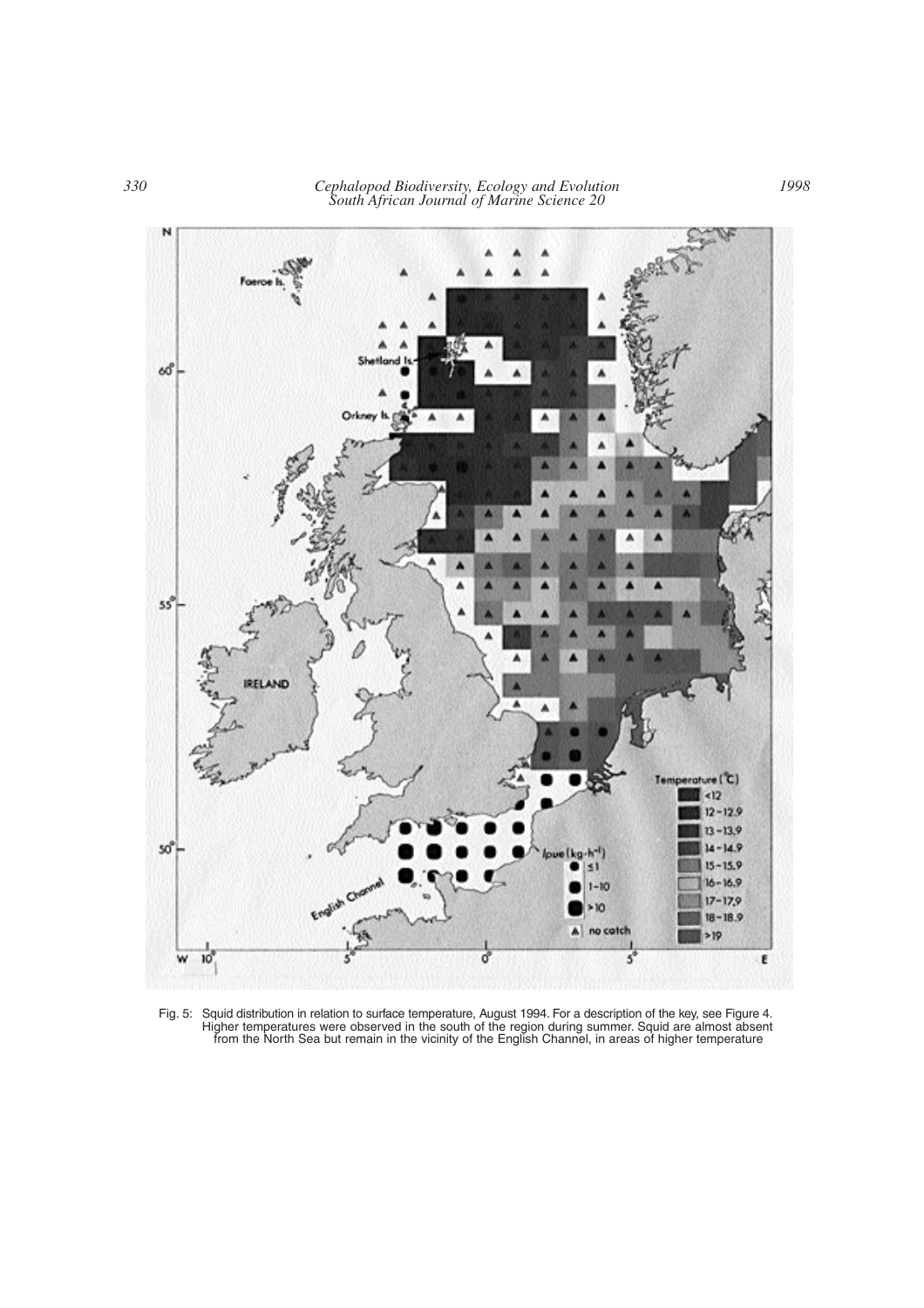Fig. 5: Squid distribution in relation to surface temperature, August 1994. For a description of the key, see Figure 4. Higher temperatures were observed in the south of the region during summer. Squid are almost absent from the North Sea but remain in the vicinity of the English Channel, in areas of higher temperature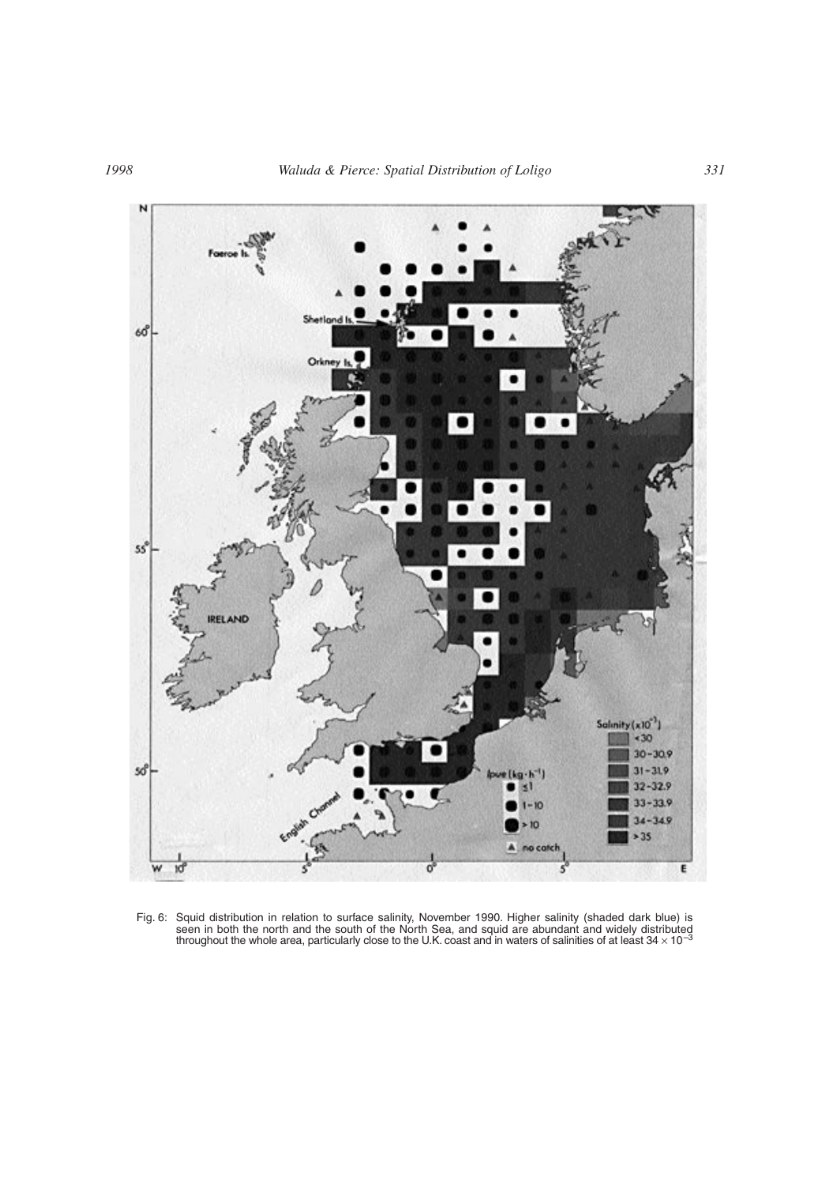Fig. 6: Squid distribution in relation to surface salinity, November 1990. Higher salinity (shaded dark blue) is seen in both the north and the south of the North Sea, and squid are abundant and widely distributed throughout the whole area, particularly close to the U.K. coast and in waters of salinities of at least $34 \times 10^{-3}$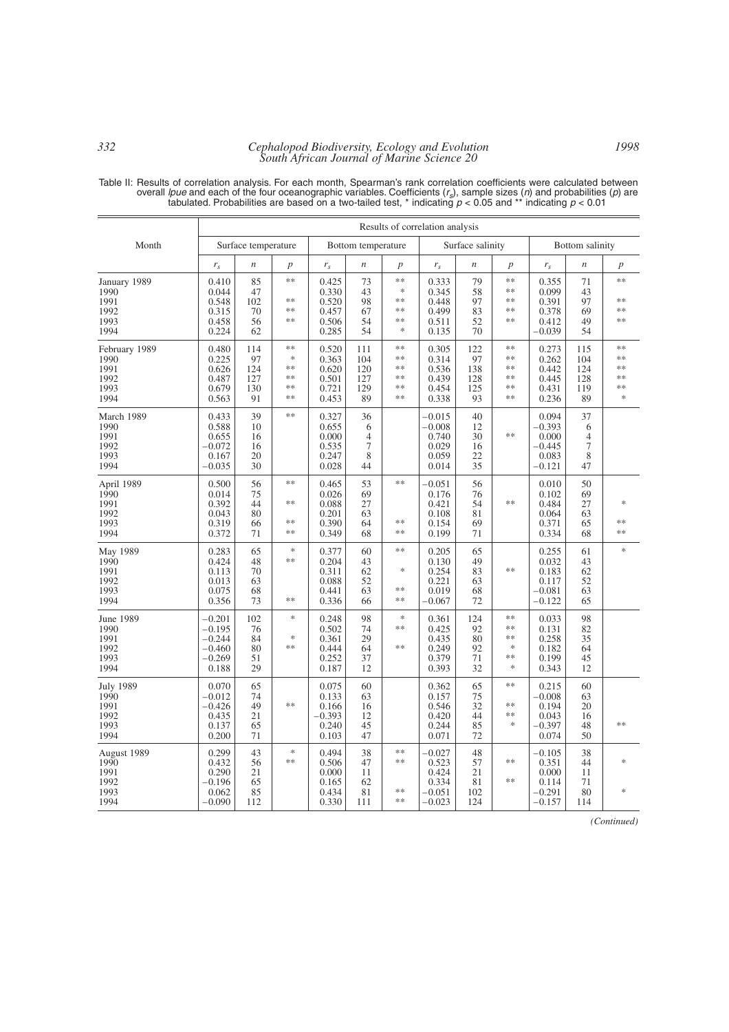Table II: Results of correlation analysis. For each month, Spearman's rank correlation coefficients were calculated between overall *lpue* and each of the four oceanographic variables. Coefficients ($r_s$), sample sizes ($n$) and probabilities ($p$) are tabulated. Probabilities are based on a two-tailed test, * indicating $p < 0.05$ and ** indicating $p < 0.01$

| Month | Surface temperature | | | Bottom temperature | | | Surface salinity | | | Bottom salinity | | |
|---|---|---|---|---|---|---|---|---|---|---|---|---|
| | $r_s$ | $n$ | $p$ | $r_s$ | $n$ | $p$ | $r_s$ | $n$ | $p$ | $r_s$ | $n$ | $p$ |
| January 1989 | 0.410 | 85 | ** | 0.425 | 73 | ** | 0.333 | 79 | ** | 0.355 | 71 | ** |
| 1990 | 0.044 | 47 | | 0.330 | 43 | * | 0.345 | 58 | ** | 0.099 | 43 | |
| 1991 | 0.548 | 102 | ** | 0.520 | 98 | ** | 0.448 | 97 | ** | 0.391 | 97 | ** |
| 1992 | 0.315 | 70 | ** | 0.457 | 67 | ** | 0.499 | 83 | ** | 0.378 | 69 | ** |
| 1993 | 0.458 | 56 | ** | 0.506 | 54 | ** | 0.511 | 52 | ** | 0.412 | 49 | ** |
| 1994 | 0.224 | 62 | | 0.285 | 54 | * | 0.135 | 70 | | −0.039 | 54 | |
| February 1989 | 0.480 | 114 | ** | 0.520 | 111 | ** | 0.305 | 122 | ** | 0.273 | 115 | ** |
| 1990 | 0.225 | 97 | * | 0.363 | 104 | ** | 0.314 | 97 | ** | 0.262 | 104 | ** |
| 1991 | 0.626 | 124 | ** | 0.620 | 120 | ** | 0.536 | 138 | ** | 0.442 | 124 | ** |
| 1992 | 0.487 | 127 | ** | 0.501 | 127 | ** | 0.439 | 128 | ** | 0.445 | 128 | ** |
| 1993 | 0.679 | 130 | ** | 0.721 | 129 | ** | 0.454 | 125 | ** | 0.431 | 119 | ** |
| 1994 | 0.563 | 91 | ** | 0.453 | 89 | ** | 0.338 | 93 | ** | 0.236 | 89 | * |
| March 1989 | 0.433 | 39 | ** | 0.327 | 36 | | −0.015 | 40 | | 0.094 | 37 | |
| 1990 | 0.588 | 10 | | 0.655 | 6 | | −0.008 | 12 | | −0.393 | 6 | |
| 1991 | 0.655 | 16 | | 0.000 | 4 | | 0.740 | 30 | ** | 0.000 | 4 | |
| 1992 | −0.072 | 16 | | 0.535 | 7 | | 0.029 | 16 | | −0.445 | 7 | |
| 1993 | 0.167 | 20 | | 0.247 | 8 | | 0.059 | 22 | | 0.083 | 8 | |
| 1994 | −0.035 | 30 | | 0.028 | 44 | | 0.014 | 35 | | −0.121 | 47 | |
| April 1989 | 0.500 | 56 | ** | 0.465 | 53 | ** | −0.051 | 56 | | 0.010 | 50 | |
| 1990 | 0.014 | 75 | | 0.026 | 69 | | 0.176 | 76 | | 0.102 | 69 | |
| 1991 | 0.392 | 44 | ** | 0.088 | 27 | | 0.421 | 54 | ** | 0.484 | 27 | * |
| 1992 | 0.043 | 80 | | 0.201 | 63 | | 0.108 | 81 | | 0.064 | 63 | |
| 1993 | 0.319 | 66 | ** | 0.390 | 64 | ** | 0.154 | 69 | | 0.371 | 65 | ** |
| 1994 | 0.372 | 71 | ** | 0.349 | 68 | ** | 0.199 | 71 | | 0.334 | 68 | ** |
| May 1989 | 0.283 | 65 | * | 0.377 | 60 | ** | 0.205 | 65 | | 0.255 | 61 | * |
| 1990 | 0.424 | 48 | ** | 0.204 | 43 | | 0.130 | 49 | | 0.032 | 43 | |
| 1991 | 0.113 | 70 | | 0.311 | 62 | * | 0.254 | 83 | ** | 0.183 | 62 | |
| 1992 | 0.013 | 63 | | 0.088 | 52 | | 0.221 | 63 | | 0.117 | 52 | |
| 1993 | 0.075 | 68 | | 0.441 | 63 | ** | 0.019 | 68 | | −0.081 | 63 | |
| 1994 | 0.356 | 73 | ** | 0.336 | 66 | ** | −0.067 | 72 | | −0.122 | 65 | |
| June 1989 | −0.201 | 102 | * | 0.248 | 98 | * | 0.361 | 124 | ** | 0.033 | 98 | |
| 1990 | −0.195 | 76 | | 0.502 | 74 | ** | 0.425 | 92 | ** | 0.131 | 82 | |
| 1991 | −0.244 | 84 | * | 0.361 | 29 | | 0.435 | 80 | ** | 0.258 | 35 | |
| 1992 | −0.460 | 80 | ** | 0.444 | 64 | ** | 0.249 | 92 | * | 0.182 | 64 | |
| 1993 | −0.269 | 51 | | 0.252 | 37 | | 0.379 | 71 | ** | 0.199 | 45 | |
| 1994 | 0.188 | 29 | | 0.187 | 12 | | 0.393 | 32 | * | 0.343 | 12 | |
| July 1989 | 0.070 | 65 | | 0.075 | 60 | | 0.362 | 65 | ** | 0.215 | 60 | |
| 1990 | −0.012 | 74 | | 0.133 | 63 | | 0.157 | 75 | | −0.008 | 63 | |
| 1991 | −0.426 | 49 | ** | 0.166 | 16 | | 0.546 | 32 | ** | 0.194 | 20 | |
| 1992 | 0.435 | 21 | | −0.393 | 12 | | 0.420 | 44 | ** | 0.043 | 16 | |
| 1993 | 0.137 | 65 | | 0.240 | 45 | | 0.244 | 85 | * | −0.397 | 48 | ** |
| 1994 | 0.200 | 71 | | 0.103 | 47 | | 0.071 | 72 | | 0.074 | 50 | |
| August 1989 | 0.299 | 43 | * | 0.494 | 38 | ** | −0.027 | 48 | | −0.105 | 38 | |
| 1990 | 0.432 | 56 | ** | 0.506 | 47 | ** | 0.523 | 57 | ** | 0.351 | 44 | * |
| 1991 | 0.290 | 21 | | 0.000 | 11 | | 0.424 | 21 | | 0.000 | 11 | |
| 1992 | −0.196 | 65 | | 0.165 | 62 | | 0.334 | 81 | ** | 0.114 | 71 | |
| 1993 | 0.062 | 85 | | 0.434 | 81 | ** | −0.051 | 102 | | −0.291 | 80 | * |
| 1994 | −0.090 | 112 | | 0.330 | 111 | ** | −0.023 | 124 | | −0.157 | 114 | |

*(Continued)*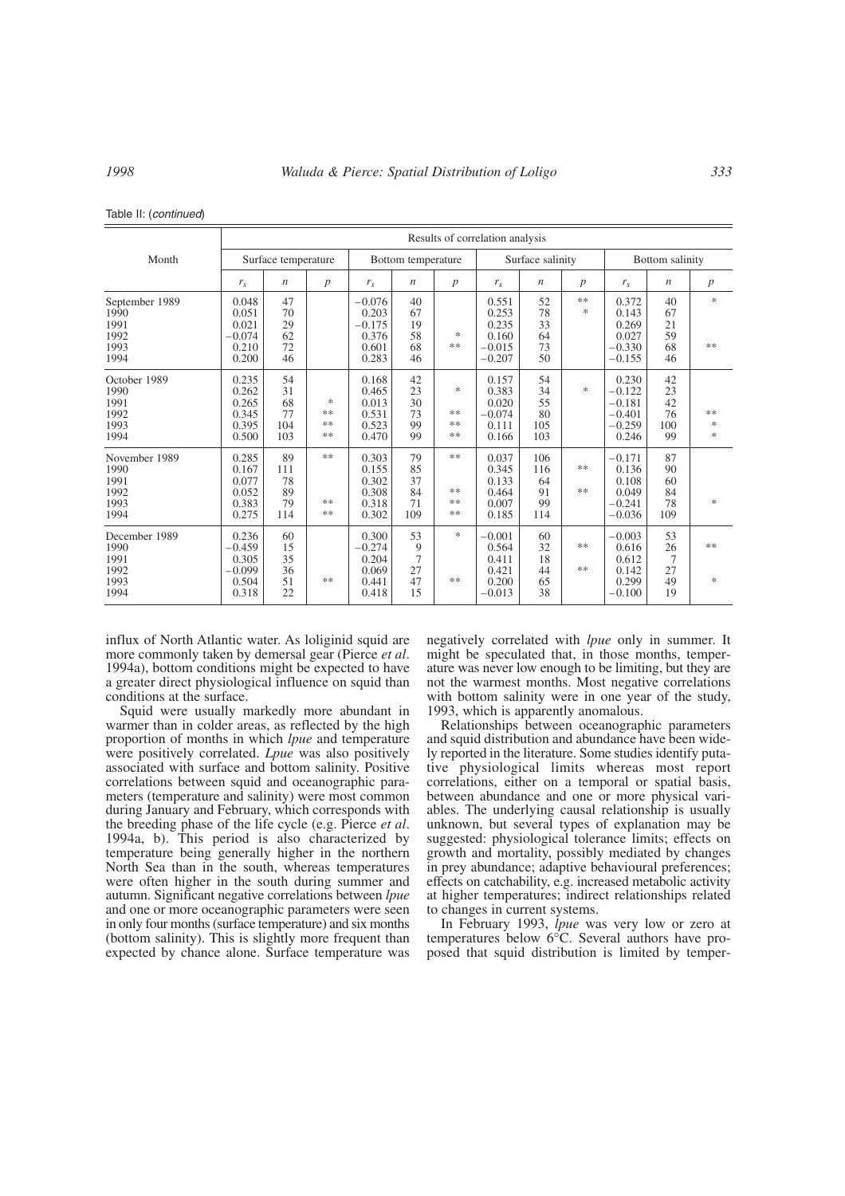Table II: (*continued*)

| Month | Results of correlation analysis | | | | | | | | | | | |
|---|---|---|---|---|---|---|---|---|---|---|---|---|
| | Surface temperature | | | Bottom temperature | | | Surface salinity | | | Bottom salinity | | |
| | $r_s$ | $n$ | $p$ | $r_s$ | $n$ | $p$ | $r_s$ | $n$ | $p$ | $r_s$ | $n$ | $p$ |
| September 1989 | 0.048 | 47 | | −0.076 | 40 | | 0.551 | 52 | ** | 0.372 | 40 | * |
| 1990 | 0.051 | 70 | | 0.203 | 67 | | 0.253 | 78 | * | 0.143 | 67 | |
| 1991 | 0.021 | 29 | | −0.175 | 19 | | 0.235 | 33 | | 0.269 | 21 | |
| 1992 | −0.074 | 62 | | 0.376 | 58 | * | 0.160 | 64 | | 0.027 | 59 | |
| 1993 | 0.210 | 72 | | 0.601 | 68 | ** | −0.015 | 73 | | −0.330 | 68 | ** |
| 1994 | 0.200 | 46 | | 0.283 | 46 | | −0.207 | 50 | | −0.155 | 46 | |
| October 1989 | 0.235 | 54 | | 0.168 | 42 | | 0.157 | 54 | | 0.230 | 42 | |
| 1990 | 0.262 | 31 | | 0.465 | 23 | * | 0.383 | 34 | * | −0.122 | 23 | |
| 1991 | 0.265 | 68 | * | 0.013 | 30 | | 0.020 | 55 | | −0.181 | 42 | |
| 1992 | 0.345 | 77 | ** | 0.531 | 73 | ** | −0.074 | 80 | | −0.401 | 76 | ** |
| 1993 | 0.395 | 104 | ** | 0.523 | 99 | ** | 0.111 | 105 | | −0.259 | 100 | * |
| 1994 | 0.500 | 103 | ** | 0.470 | 99 | ** | 0.166 | 103 | | 0.246 | 99 | * |
| November 1989 | 0.285 | 89 | ** | 0.303 | 79 | ** | 0.037 | 106 | | −0.171 | 87 | |
| 1990 | 0.167 | 111 | | 0.155 | 85 | | 0.345 | 116 | ** | 0.136 | 90 | |
| 1991 | 0.077 | 78 | | 0.302 | 37 | | 0.133 | 64 | | 0.108 | 60 | |
| 1992 | 0.052 | 89 | | 0.308 | 84 | ** | 0.464 | 91 | ** | 0.049 | 84 | |
| 1993 | 0.383 | 79 | ** | 0.318 | 71 | ** | 0.007 | 99 | | −0.241 | 78 | * |
| 1994 | 0.275 | 114 | ** | 0.302 | 109 | ** | 0.185 | 114 | | −0.036 | 109 | |
| December 1989 | 0.236 | 60 | | 0.300 | 53 | * | −0.001 | 60 | | −0.003 | 53 | |
| 1990 | −0.459 | 15 | | −0.274 | 9 | | 0.564 | 32 | ** | 0.616 | 26 | ** |
| 1991 | 0.305 | 35 | | 0.204 | 7 | | 0.411 | 18 | | 0.612 | 7 | |
| 1992 | −0.099 | 36 | | 0.069 | 27 | | 0.421 | 44 | ** | 0.142 | 27 | |
| 1993 | 0.504 | 51 | ** | 0.441 | 47 | ** | 0.200 | 65 | | 0.299 | 49 | * |
| 1994 | 0.318 | 22 | | 0.418 | 15 | | −0.013 | 38 | | −0.100 | 19 | |

influx of North Atlantic water. As loliginid squid are more commonly taken by demersal gear (Pierce *et al*. 1994a), bottom conditions might be expected to have a greater direct physiological influence on squid than conditions at the surface.

Squid were usually markedly more abundant in warmer than in colder areas, as reflected by the high proportion of months in which *lpue* and temperature were positively correlated. *Lpue* was also positively associated with surface and bottom salinity. Positive correlations between squid and oceanographic parameters (temperature and salinity) were most common during January and February, which corresponds with the breeding phase of the life cycle (e.g. Pierce *et al*. 1994a, b). This period is also characterized by temperature being generally higher in the northern North Sea than in the south, whereas temperatures were often higher in the south during summer and autumn. Significant negative correlations between *lpue* and one or more oceanographic parameters were seen in only four months (surface temperature) and six months (bottom salinity). This is slightly more frequent than expected by chance alone. Surface temperature was negatively correlated with *lpue* only in summer. It might be speculated that, in those months, temperature was never low enough to be limiting, but they are not the warmest months. Most negative correlations with bottom salinity were in one year of the study, 1993, which is apparently anomalous.

Relationships between oceanographic parameters and squid distribution and abundance have been widely reported in the literature. Some studies identify putative physiological limits whereas most report correlations, either on a temporal or spatial basis, between abundance and one or more physical variables. The underlying causal relationship is usually unknown, but several types of explanation may be suggested: physiological tolerance limits; effects on growth and mortality, possibly mediated by changes in prey abundance; adaptive behavioural preferences; effects on catchability, e.g. increased metabolic activity at higher temperatures; indirect relationships related to changes in current systems.

In February 1993, *lpue* was very low or zero at temperatures below 6°C. Several authors have proposed that squid distribution is limited by temper-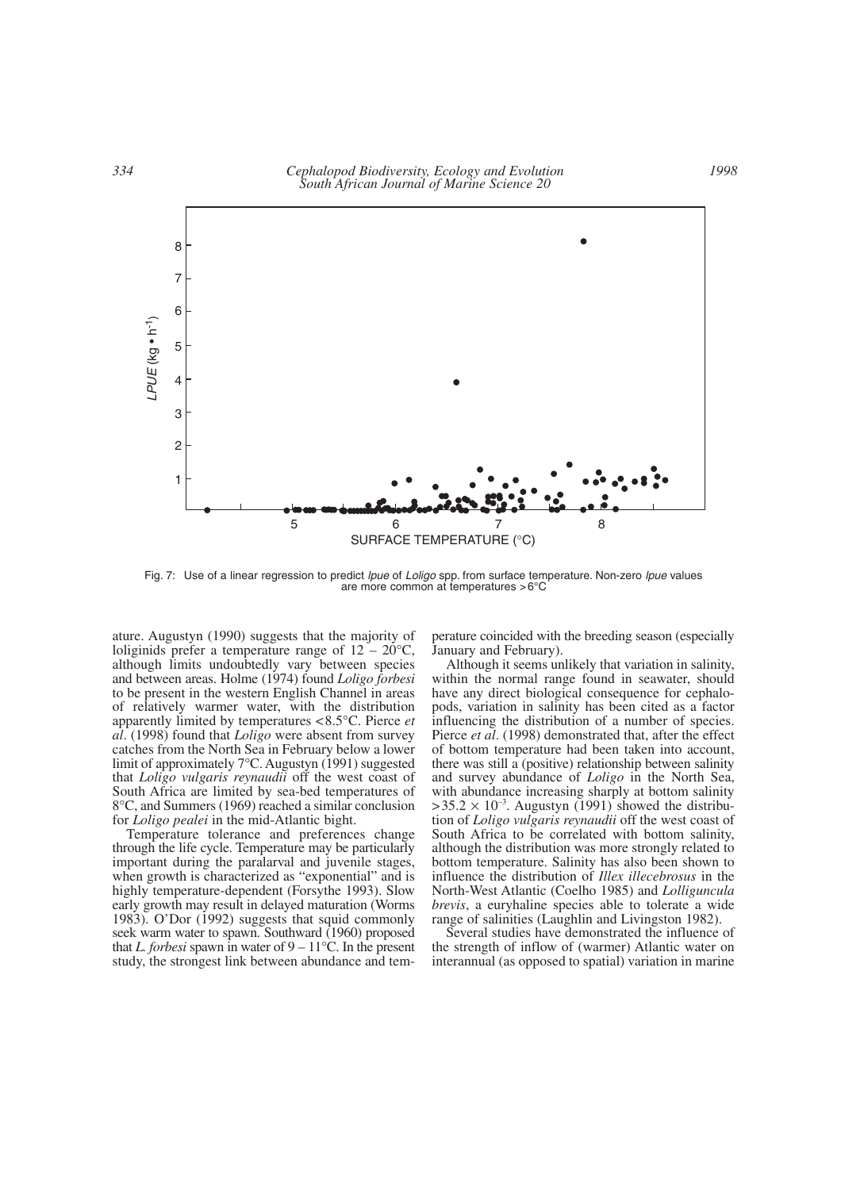Fig. 7: Use of a linear regression to predict *lpue* of *Loligo* spp. from surface temperature. Non-zero *lpue* values are more common at temperatures >6°C

ature. Augustyn (1990) suggests that the majority of loliginids prefer a temperature range of 12 – 20°C, although limits undoubtedly vary between species and between areas. Holme (1974) found *Loligo forbesi* to be present in the western English Channel in areas of relatively warmer water, with the distribution apparently limited by temperatures <8.5°C. Pierce *et al*. (1998) found that *Loligo* were absent from survey catches from the North Sea in February below a lower limit of approximately 7°C. Augustyn (1991) suggested that *Loligo vulgaris reynaudii* off the west coast of South Africa are limited by sea-bed temperatures of 8°C, and Summers (1969) reached a similar conclusion for *Loligo pealei* in the mid-Atlantic bight.

Temperature tolerance and preferences change through the life cycle. Temperature may be particularly important during the paralarval and juvenile stages, when growth is characterized as "exponential" and is highly temperature-dependent (Forsythe 1993). Slow early growth may result in delayed maturation (Worms 1983). O'Dor (1992) suggests that squid commonly seek warm water to spawn. Southward (1960) proposed that *L. forbesi* spawn in water of 9 – 11°C. In the present study, the strongest link between abundance and temperature coincided with the breeding season (especially January and February).

Although it seems unlikely that variation in salinity, within the normal range found in seawater, should have any direct biological consequence for cephalopods, variation in salinity has been cited as a factor influencing the distribution of a number of species. Pierce *et al*. (1998) demonstrated that, after the effect of bottom temperature had been taken into account, there was still a (positive) relationship between salinity and survey abundance of *Loligo* in the North Sea, with abundance increasing sharply at bottom salinity $>35.2 \times 10^{-3}$. Augustyn (1991) showed the distribution of *Loligo vulgaris reynaudii* off the west coast of South Africa to be correlated with bottom salinity, although the distribution was more strongly related to bottom temperature. Salinity has also been shown to influence the distribution of *Illex illecebrosus* in the North-West Atlantic (Coelho 1985) and *Lolliguncula brevis*, a euryhaline species able to tolerate a wide range of salinities (Laughlin and Livingston 1982).

Several studies have demonstrated the influence of the strength of inflow of (warmer) Atlantic water on interannual (as opposed to spatial) variation in marine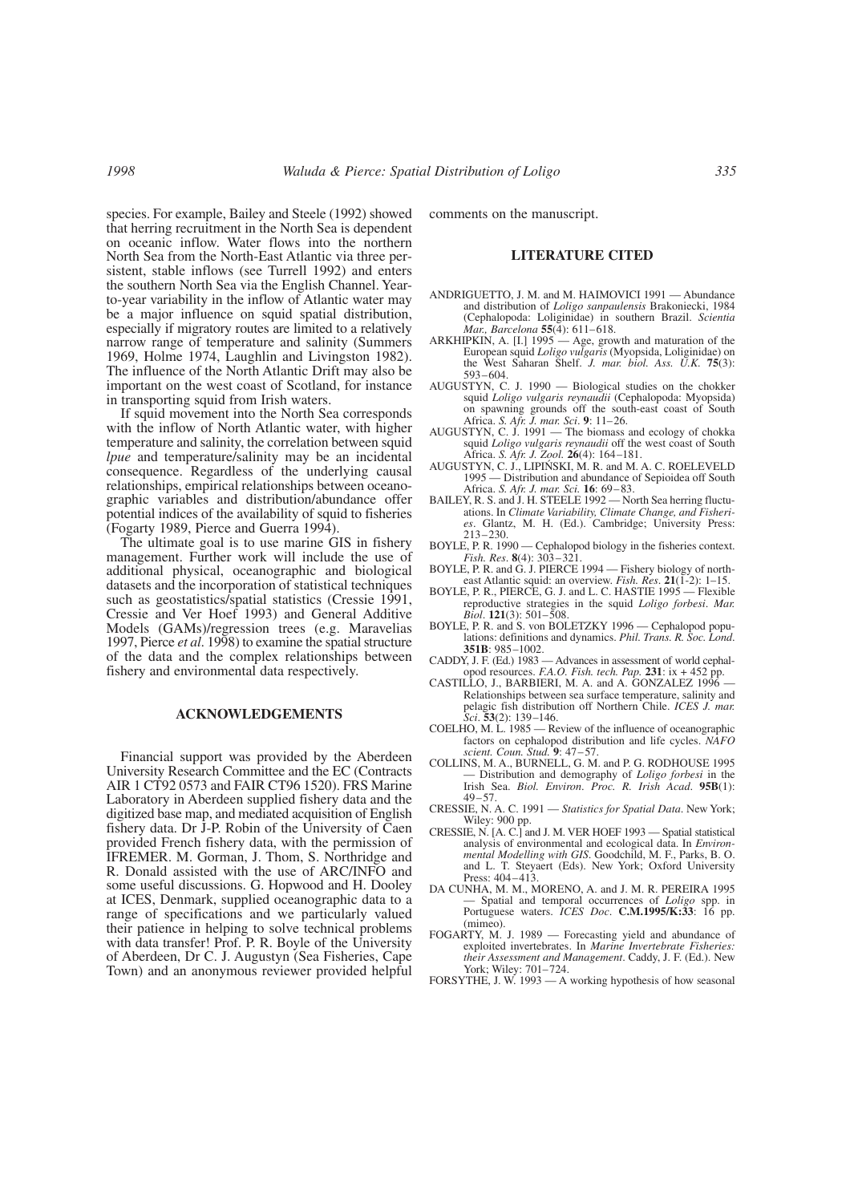species. For example, Bailey and Steele (1992) showed that herring recruitment in the North Sea is dependent on oceanic inflow. Water flows into the northern North Sea from the North-East Atlantic via three persistent, stable inflows (see Turrell 1992) and enters the southern North Sea via the English Channel. Year-to-year variability in the inflow of Atlantic water may be a major influence on squid spatial distribution, especially if migratory routes are limited to a relatively narrow range of temperature and salinity (Summers 1969, Holme 1974, Laughlin and Livingston 1982). The influence of the North Atlantic Drift may also be important on the west coast of Scotland, for instance in transporting squid from Irish waters.

If squid movement into the North Sea corresponds with the inflow of North Atlantic water, with higher temperature and salinity, the correlation between squid *lpue* and temperature/salinity may be an incidental consequence. Regardless of the underlying causal relationships, empirical relationships between oceanographic variables and distribution/abundance offer potential indices of the availability of squid to fisheries (Fogarty 1989, Pierce and Guerra 1994).

The ultimate goal is to use marine GIS in fishery management. Further work will include the use of additional physical, oceanographic and biological datasets and the incorporation of statistical techniques such as geostatistics/spatial statistics (Cressie 1991, Cressie and Ver Hoef 1993) and General Additive Models (GAMs)/regression trees (e.g. Maravelias 1997, Pierce *et al*. 1998) to examine the spatial structure of the data and the complex relationships between fishery and environmental data respectively.

## ACKNOWLEDGEMENTS

Financial support was provided by the Aberdeen University Research Committee and the EC (Contracts AIR 1 CT92 0573 and FAIR CT96 1520). FRS Marine Laboratory in Aberdeen supplied fishery data and the digitized base map, and mediated acquisition of English fishery data. Dr J-P. Robin of the University of Caen provided French fishery data, with the permission of IFREMER. M. Gorman, J. Thom, S. Northridge and R. Donald assisted with the use of ARC/INFO and some useful discussions. G. Hopwood and H. Dooley at ICES, Denmark, supplied oceanographic data to a range of specifications and we particularly valued their patience in helping to solve technical problems with data transfer! Prof. P. R. Boyle of the University of Aberdeen, Dr C. J. Augustyn (Sea Fisheries, Cape Town) and an anonymous reviewer provided helpful comments on the manuscript.

## LITERATURE CITED

ANDRIGUETTO, J. M. and M. HAIMOVICI 1991 — Abundance and distribution of *Loligo sanpaulensis* Brakoniecki, 1984 (Cephalopoda: Loliginidae) in southern Brazil. *Scientia Mar., Barcelona* **55**(4): 611–618.

ARKHIPKIN, A. [I.] 1995 — Age, growth and maturation of the European squid *Loligo vulgaris* (Myopsida, Loliginidae) on the West Saharan Shelf. *J. mar. biol. Ass. U.K.* **75**(3): 593–604.

AUGUSTYN, C. J. 1990 — Biological studies on the chokker squid *Loligo vulgaris reynaudii* (Cephalopoda: Myopsida) on spawning grounds off the south-east coast of South Africa. *S. Afr. J. mar. Sci*. **9**: 11–26.

AUGUSTYN, C. J. 1991 — The biomass and ecology of chokka squid *Loligo vulgaris reynaudii* off the west coast of South Africa. *S. Afr. J. Zool.* **26**(4): 164–181.

AUGUSTYN, C. J., LIPIŃSKI, M. R. and M. A. C. ROELEVELD 1995 — Distribution and abundance of Sepioidea off South Africa. *S. Afr. J. mar. Sci.* **16**: 69–83.

BAILEY, R. S. and J. H. STEELE 1992 — North Sea herring fluctuations. In *Climate Variability, Climate Change, and Fisheries*. Glantz, M. H. (Ed.). Cambridge; University Press: 213–230.

BOYLE, P. R. 1990 — Cephalopod biology in the fisheries context. *Fish. Res*. **8**(4): 303–321.

BOYLE, P. R. and G. J. PIERCE 1994 — Fishery biology of northeast Atlantic squid: an overview. *Fish. Res*. **21**(1-2): 1–15.

BOYLE, P. R., PIERCE, G. J. and L. C. HASTIE 1995 — Flexible reproductive strategies in the squid *Loligo forbesi*. *Mar. Biol.* **121**(3): 501–508.

BOYLE, P. R. and S. von BOLETZKY 1996 — Cephalopod populations: definitions and dynamics. *Phil. Trans. R. Soc. Lond*. **351B**: 985–1002.

CADDY, J. F. (Ed.) 1983 — Advances in assessment of world cephalopod resources. *F.A.O. Fish. tech. Pap.* **231**: ix + 452 pp.

CASTILLO, J., BARBIERI, M. A. and A. GONZALEZ 1996 — Relationships between sea surface temperature, salinity and pelagic fish distribution off Northern Chile. *ICES J. mar. Sci*. **53**(2): 139–146.

COELHO, M. L. 1985 — Review of the influence of oceanographic factors on cephalopod distribution and life cycles. *NAFO scient. Coun. Stud.* **9**: 47–57.

COLLINS, M. A., BURNELL, G. M. and P. G. RODHOUSE 1995 — Distribution and demography of *Loligo forbesi* in the Irish Sea. *Biol. Environ*. *Proc. R. Irish Acad.* **95B**(1): 49–57.

CRESSIE, N. A. C. 1991 — *Statistics for Spatial Data*. New York; Wiley: 900 pp.

CRESSIE, N. [A. C.] and J. M. VER HOEF 1993 — Spatial statistical analysis of environmental and ecological data. In *Environmental Modelling with GIS*. Goodchild, M. F., Parks, B. O. and L. T. Steyaert (Eds). New York; Oxford University Press: 404–413.

DA CUNHA, M. M., MORENO, A. and J. M. R. PEREIRA 1995 — Spatial and temporal occurrences of *Loligo* spp. in Portuguese waters. *ICES Doc*. **C.M.1995/K:33**: 16 pp. (mimeo).

FOGARTY, M. J. 1989 — Forecasting yield and abundance of exploited invertebrates. In *Marine Invertebrate Fisheries: their Assessment and Management*. Caddy, J. F. (Ed.). New York; Wiley: 701–724.

FORSYTHE, J. W. 1993 — A working hypothesis of how seasonal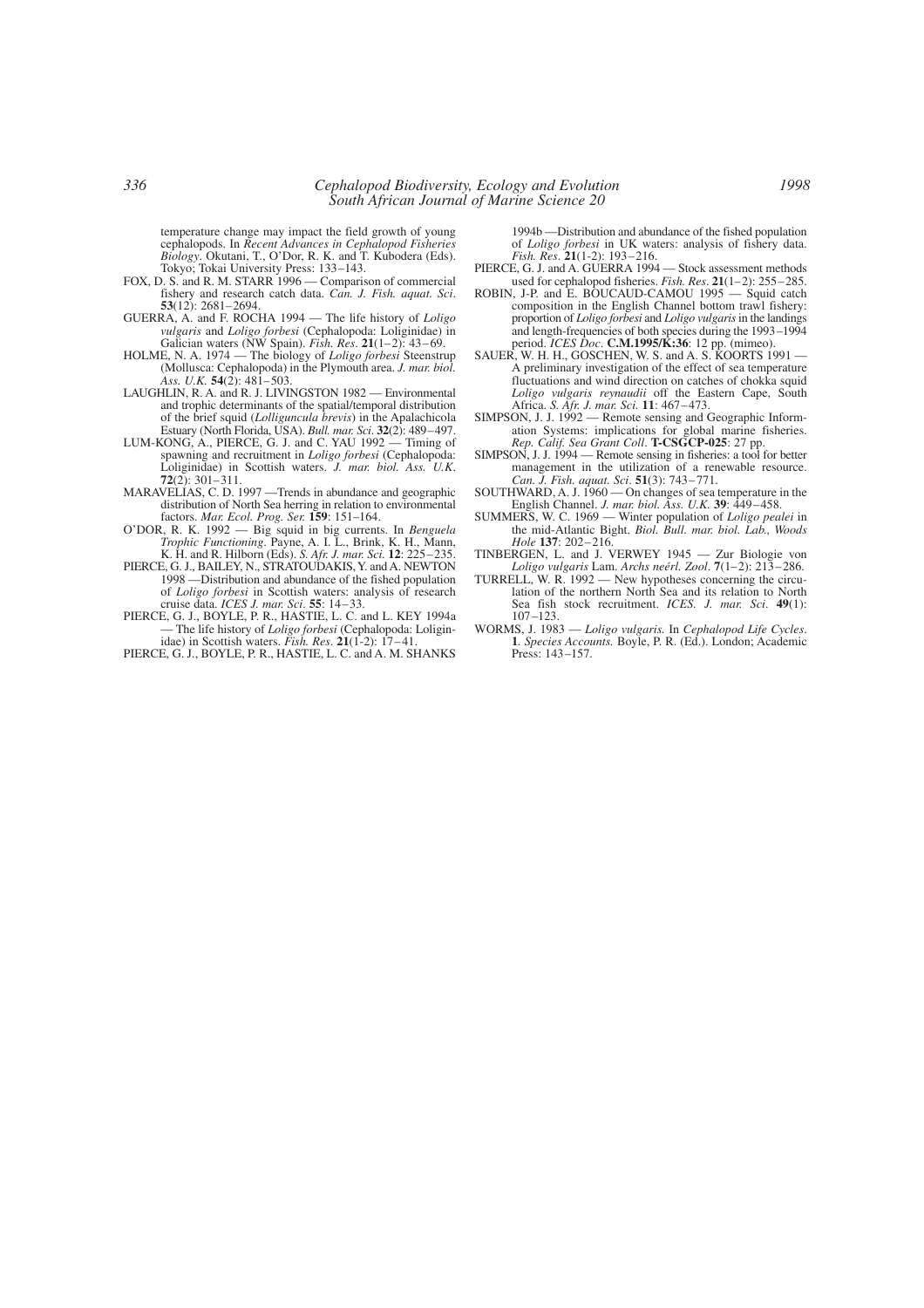temperature change may impact the field growth of young cephalopods. In *Recent Advances in Cephalopod Fisheries Biology*. Okutani, T., O'Dor, R. K. and T. Kubodera (Eds). Tokyo; Tokai University Press: 133–143.

FOX, D. S. and R. M. STARR 1996 — Comparison of commercial fishery and research catch data. *Can. J. Fish. aquat. Sci*. **53**(12): 2681–2694.

GUERRA, A. and F. ROCHA 1994 — The life history of *Loligo vulgaris* and *Loligo forbesi* (Cephalopoda: Loliginidae) in Galician waters (NW Spain). *Fish. Res*. **21**(1–2): 43–69.

HOLME, N. A. 1974 — The biology of *Loligo forbesi* Steenstrup (Mollusca: Cephalopoda) in the Plymouth area. *J. mar. biol. Ass. U.K.* **54**(2): 481–503.

LAUGHLIN, R. A. and R. J. LIVINGSTON 1982 — Environmental and trophic determinants of the spatial/temporal distribution of the brief squid (*Lolliguncula brevis*) in the Apalachicola Estuary (North Florida, USA). *Bull. mar. Sci*. **32**(2): 489–497.

LUM-KONG, A., PIERCE, G. J. and C. YAU 1992 — Timing of spawning and recruitment in *Loligo forbesi* (Cephalopoda: Loliginidae) in Scottish waters. *J. mar. biol. Ass. U.K*. **72**(2): 301–311.

MARAVELIAS, C. D. 1997 —Trends in abundance and geographic distribution of North Sea herring in relation to environmental factors. *Mar. Ecol. Prog. Ser.* **159**: 151–164.

O'DOR, R. K. 1992 — Big squid in big currents. In *Benguela Trophic Functioning*. Payne, A. I. L., Brink, K. H., Mann, K. H. and R. Hilborn (Eds). *S. Afr. J. mar. Sci.* **12**: 225–235.

PIERCE, G. J., BAILEY, N., STRATOUDAKIS, Y. and A. NEWTON 1998 —Distribution and abundance of the fished population of *Loligo forbesi* in Scottish waters: analysis of research cruise data. *ICES J. mar. Sci*. **55**: 14–33.

PIERCE, G. J., BOYLE, P. R., HASTIE, L. C. and L. KEY 1994a — The life history of *Loligo forbesi* (Cephalopoda: Loliginidae) in Scottish waters. *Fish. Res*. **21**(1-2): 17–41.

PIERCE, G. J., BOYLE, P. R., HASTIE, L. C. and A. M. SHANKS 1994b —Distribution and abundance of the fished population of *Loligo forbesi* in UK waters: analysis of fishery data. *Fish. Res*. **21**(1-2): 193–216.

PIERCE, G. J. and A. GUERRA 1994 — Stock assessment methods used for cephalopod fisheries. *Fish. Res*. **21**(1–2): 255–285.

ROBIN, J-P. and E. BOUCAUD-CAMOU 1995 — Squid catch composition in the English Channel bottom trawl fishery: proportion of *Loligo forbesi* and *Loligo vulgaris* in the landings and length-frequencies of both species during the 1993–1994 period. *ICES Doc*. **C.M.1995/K:36**: 12 pp. (mimeo).

SAUER, W. H. H., GOSCHEN, W. S. and A. S. KOORTS 1991 — A preliminary investigation of the effect of sea temperature fluctuations and wind direction on catches of chokka squid *Loligo vulgaris reynaudii* off the Eastern Cape, South Africa. *S. Afr. J. mar. Sci.* **11**: 467–473.

SIMPSON, J. J. 1992 — Remote sensing and Geographic Information Systems: implications for global marine fisheries. *Rep. Calif. Sea Grant Coll*. **T-CSGCP-025**: 27 pp.

SIMPSON, J. J. 1994 — Remote sensing in fisheries: a tool for better management in the utilization of a renewable resource. *Can. J. Fish. aquat. Sci*. **51**(3): 743–771.

SOUTHWARD, A. J. 1960 — On changes of sea temperature in the English Channel. *J. mar. biol. Ass. U.K.* **39**: 449–458.

SUMMERS, W. C. 1969 — Winter population of *Loligo pealei* in the mid-Atlantic Bight. *Biol. Bull. mar. biol. Lab., Woods Hole* **137**: 202–216.

TINBERGEN, L. and J. VERWEY 1945 — Zur Biologie von *Loligo vulgaris* Lam. *Archs neérl. Zool*. **7**(1–2): 213–286.

TURRELL, W. R. 1992 — New hypotheses concerning the circulation of the northern North Sea and its relation to North Sea fish stock recruitment. *ICES. J. mar. Sci*. **49**(1): 107–123.

WORMS, J. 1983 — *Loligo vulgaris.* In *Cephalopod Life Cycles*. **1***. Species Accounts.* Boyle, P. R. (Ed.). London; Academic Press: 143–157.